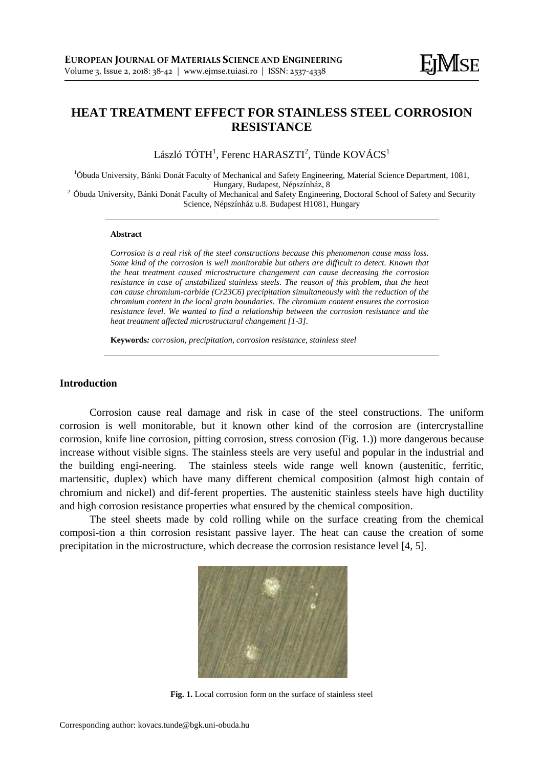# HEAT TREATMENT EFFECT FOR STAINLESS STEEL CORROSION RESISTANCE

László TÓTH[1], Ferenc HARASZTI[2], Tünde KOVÁCS[1]

[1]Óbuda University, Bánki Donát Faculty of Mechanical and Safety Engineering, Material Science Department, 1081, Hungary, Budapest, Népszínház, 8

[2] Óbuda University, Bánki Donát Faculty of Mechanical and Safety Engineering, Doctoral School of Safety and Security Science, Népszínház u.8. Budapest H1081, Hungary

---

**Abstract**

*Corrosion is a real risk of the steel constructions because this phenomenon cause mass loss. Some kind of the corrosion is well monitorable but others are difficult to detect. Known that the heat treatment caused microstructure changement can cause decreasing the corrosion resistance in case of unstabilized stainless steels. The reason of this problem, that the heat can cause chromium-carbide ($Cr_{23}C_6$) precipitation simultaneously with the reduction of the chromium content in the local grain boundaries. The chromium content ensures the corrosion resistance level. We wanted to find a relationship between the corrosion resistance and the heat treatment affected microstructural changement [1-3].*

**Keywords***:* *corrosion, precipitation, corrosion resistance, stainless steel*

---

## Introduction

Corrosion cause real damage and risk in case of the steel constructions. The uniform corrosion is well monitorable, but it known other kind of the corrosion are (intercrystalline corrosion, knife line corrosion, pitting corrosion, stress corrosion (Fig. 1.)) more dangerous because increase without visible signs. The stainless steels are very useful and popular in the industrial and the building engi-neering. The stainless steels wide range well known (austenitic, ferritic, martensitic, duplex) which have many different chemical composition (almost high contain of chromium and nickel) and dif-ferent properties. The austenitic stainless steels have high ductility and high corrosion resistance properties what ensured by the chemical composition.

The steel sheets made by cold rolling while on the surface creating from the chemical composi-tion a thin corrosion resistant passive layer. The heat can cause the creation of some precipitation in the microstructure, which decrease the corrosion resistance level [4, 5].

**Fig. 1.** Local corrosion form on the surface of stainless steel

Corresponding author: kovacs.tunde@bgk.uni-obuda.hu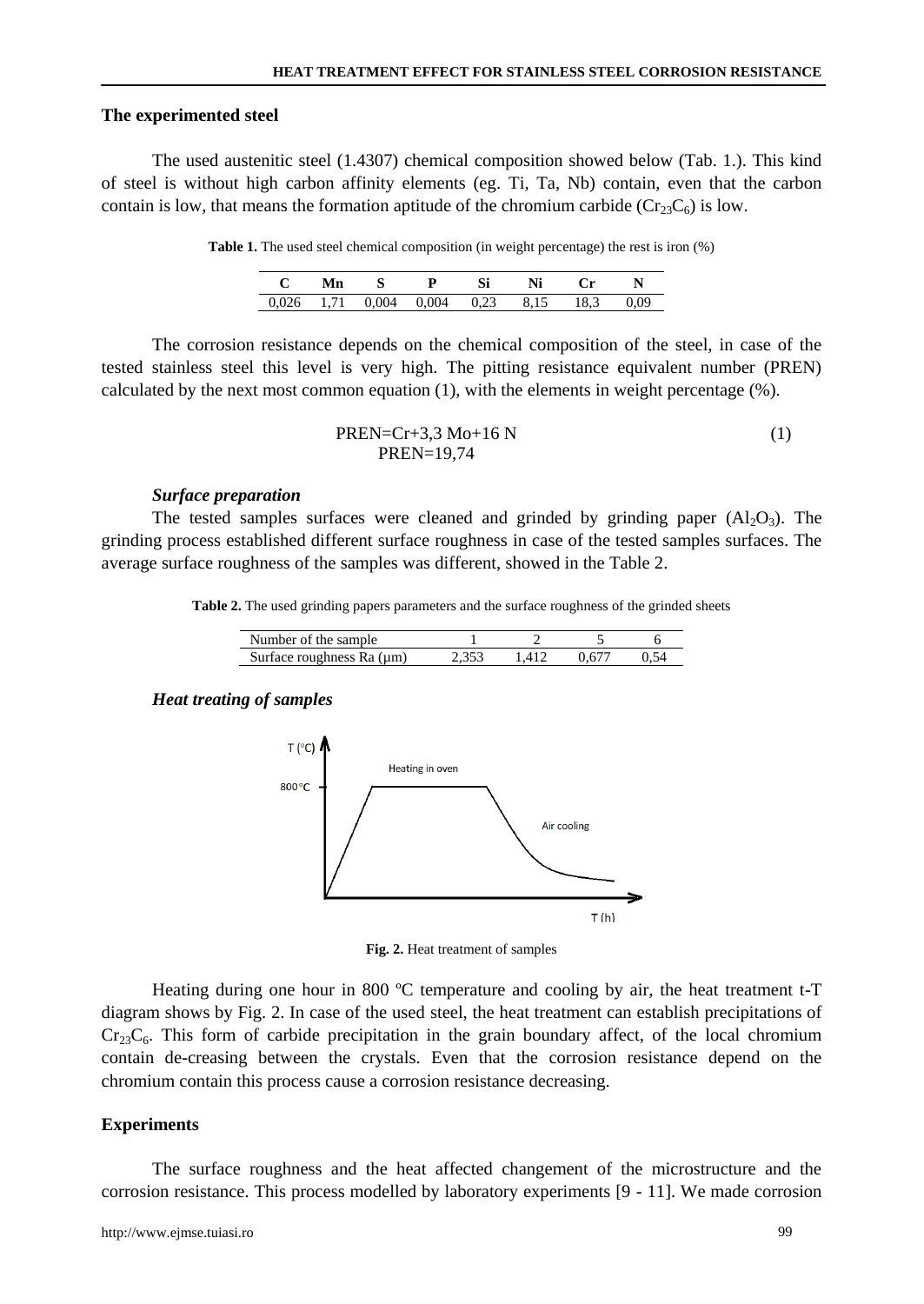## The experimented steel

The used austenitic steel (1.4307) chemical composition showed below (Tab. 1.). This kind of steel is without high carbon affinity elements (eg. Ti, Ta, Nb) contain, even that the carbon contain is low, that means the formation aptitude of the chromium carbide ($Cr_{23}C_6$) is low.

**Table 1.** The used steel chemical composition (in weight percentage) the rest is iron (%)

| C | Mn | S | P | Si | Ni | Cr | N |
|---|---|---|---|---|---|---|---|
| 0,026 | 1,71 | 0,004 | 0,004 | 0,23 | 8,15 | 18,3 | 0,09 |

The corrosion resistance depends on the chemical composition of the steel, in case of the tested stainless steel this level is very high. The pitting resistance equivalent number (PREN) calculated by the next most common equation (1), with the elements in weight percentage (%).

$$PREN = Cr + 3{,}3\ Mo + 16\ N \tag{1}$$

$$PREN = 19{,}74$$

### *Surface preparation*

The tested samples surfaces were cleaned and grinded by grinding paper ($Al_2O_3$). The grinding process established different surface roughness in case of the tested samples surfaces. The average surface roughness of the samples was different, showed in the Table 2.

**Table 2.** The used grinding papers parameters and the surface roughness of the grinded sheets

| Number of the sample | 1 | 2 | 5 | 6 |
|---|---|---|---|---|
| Surface roughness Ra (μm) | 2,353 | 1,412 | 0,677 | 0,54 |

### *Heat treating of samples*

**Fig. 2.** Heat treatment of samples

Heating during one hour in 800 ºC temperature and cooling by air, the heat treatment t-T diagram shows by Fig. 2. In case of the used steel, the heat treatment can establish precipitations of $Cr_{23}C_6$. This form of carbide precipitation in the grain boundary affect, of the local chromium contain de-creasing between the crystals. Even that the corrosion resistance depend on the chromium contain this process cause a corrosion resistance decreasing.

## Experiments

The surface roughness and the heat affected changement of the microstructure and the corrosion resistance. This process modelled by laboratory experiments [9 - 11]. We made corrosion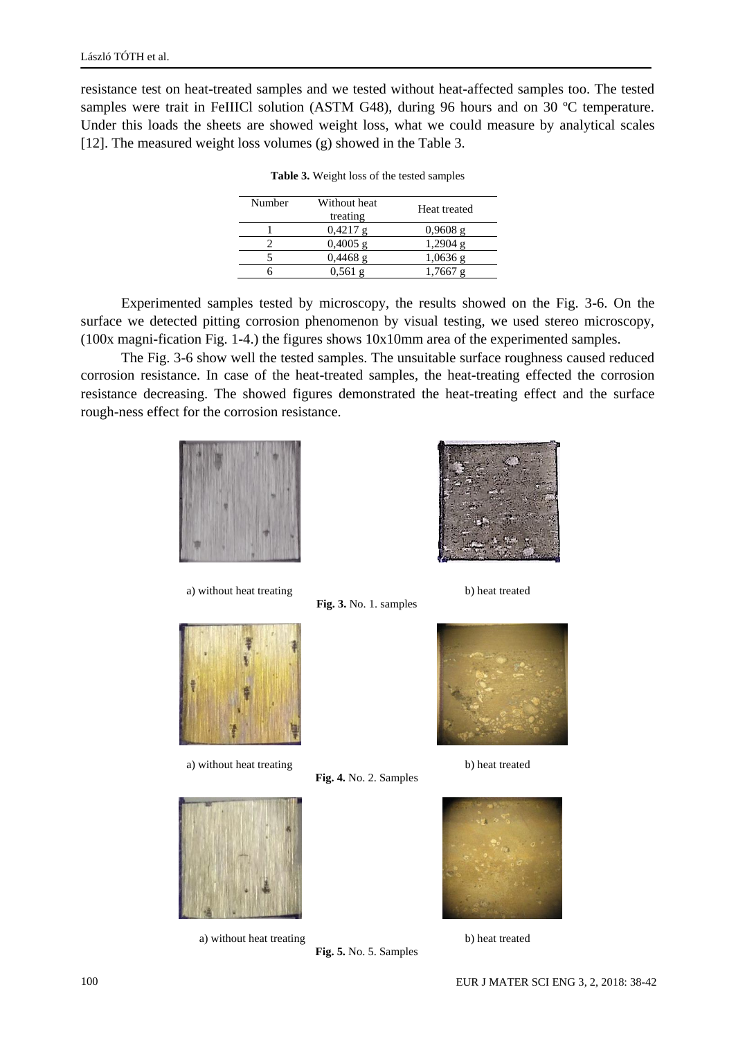resistance test on heat-treated samples and we tested without heat-affected samples too. The tested samples were trait in FeIIICl solution (ASTM G48), during 96 hours and on 30 ºC temperature. Under this loads the sheets are showed weight loss, what we could measure by analytical scales [12]. The measured weight loss volumes (g) showed in the Table 3.

**Table 3.** Weight loss of the tested samples

| Number | Without heat treating | Heat treated |
|---|---|---|
| 1 | 0,4217 g | 0,9608 g |
| 2 | 0,4005 g | 1,2904 g |
| 5 | 0,4468 g | 1,0636 g |
| 6 | 0,561 g | 1,7667 g |

Experimented samples tested by microscopy, the results showed on the Fig. 3-6. On the surface we detected pitting corrosion phenomenon by visual testing, we used stereo microscopy, (100x magni-fication Fig. 1-4.) the figures shows 10x10mm area of the experimented samples.

The Fig. 3-6 show well the tested samples. The unsuitable surface roughness caused reduced corrosion resistance. In case of the heat-treated samples, the heat-treating effected the corrosion resistance decreasing. The showed figures demonstrated the heat-treating effect and the surface rough-ness effect for the corrosion resistance.

a) without heat treating b) heat treated

**Fig. 3.** No. 1. samples

a) without heat treating b) heat treated

**Fig. 4.** No. 2. Samples

a) without heat treating b) heat treated

**Fig. 5.** No. 5. Samples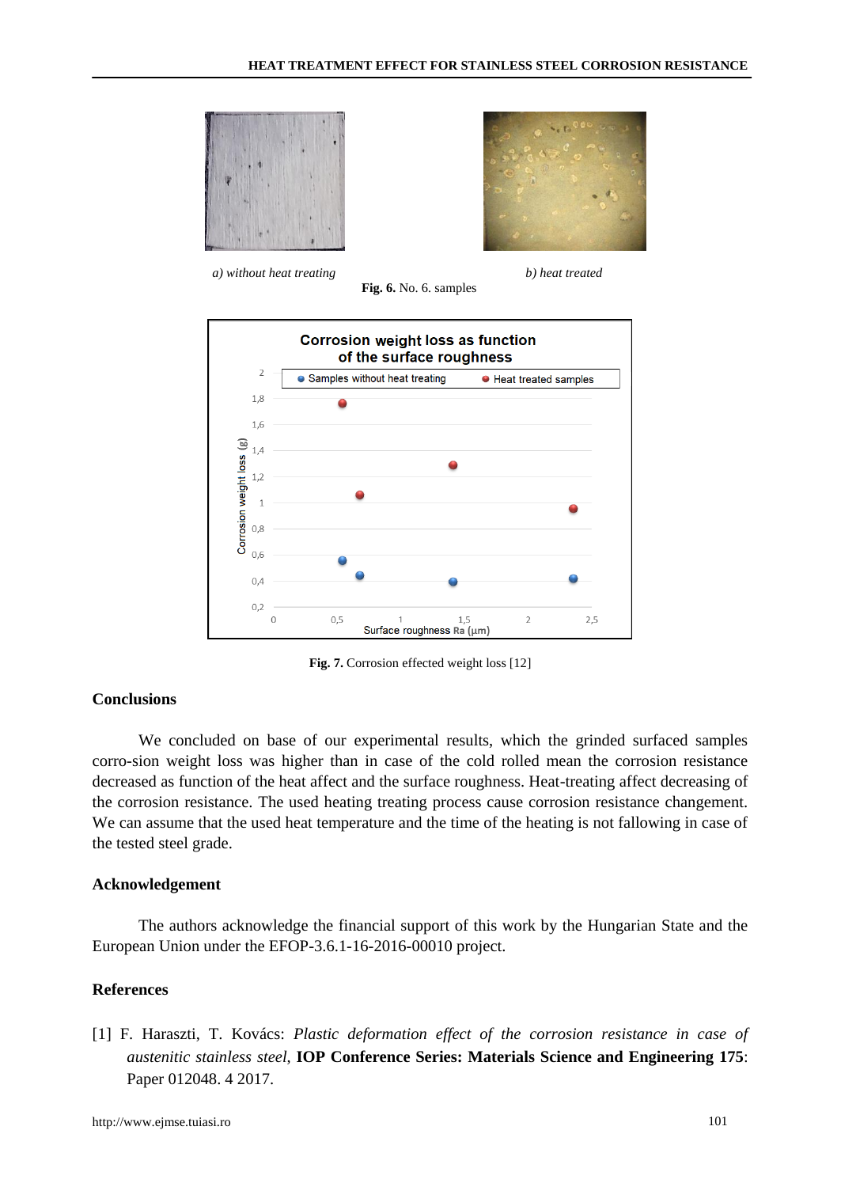*a) without heat treating* *b) heat treated*

**Fig. 6.** No. 6. samples

**Fig. 7.** Corrosion effected weight loss [12]

## Conclusions

We concluded on base of our experimental results, which the grinded surfaced samples corro-sion weight loss was higher than in case of the cold rolled mean the corrosion resistance decreased as function of the heat affect and the surface roughness. Heat-treating affect decreasing of the corrosion resistance. The used heating treating process cause corrosion resistance changement. We can assume that the used heat temperature and the time of the heating is not fallowing in case of the tested steel grade.

## Acknowledgement

The authors acknowledge the financial support of this work by the Hungarian State and the European Union under the EFOP-3.6.1-16-2016-00010 project.

## References

[1] F. Haraszti, T. Kovács: *Plastic deformation effect of the corrosion resistance in case of austenitic stainless steel*, **IOP Conference Series: Materials Science and Engineering 175**: Paper 012048. 4 2017.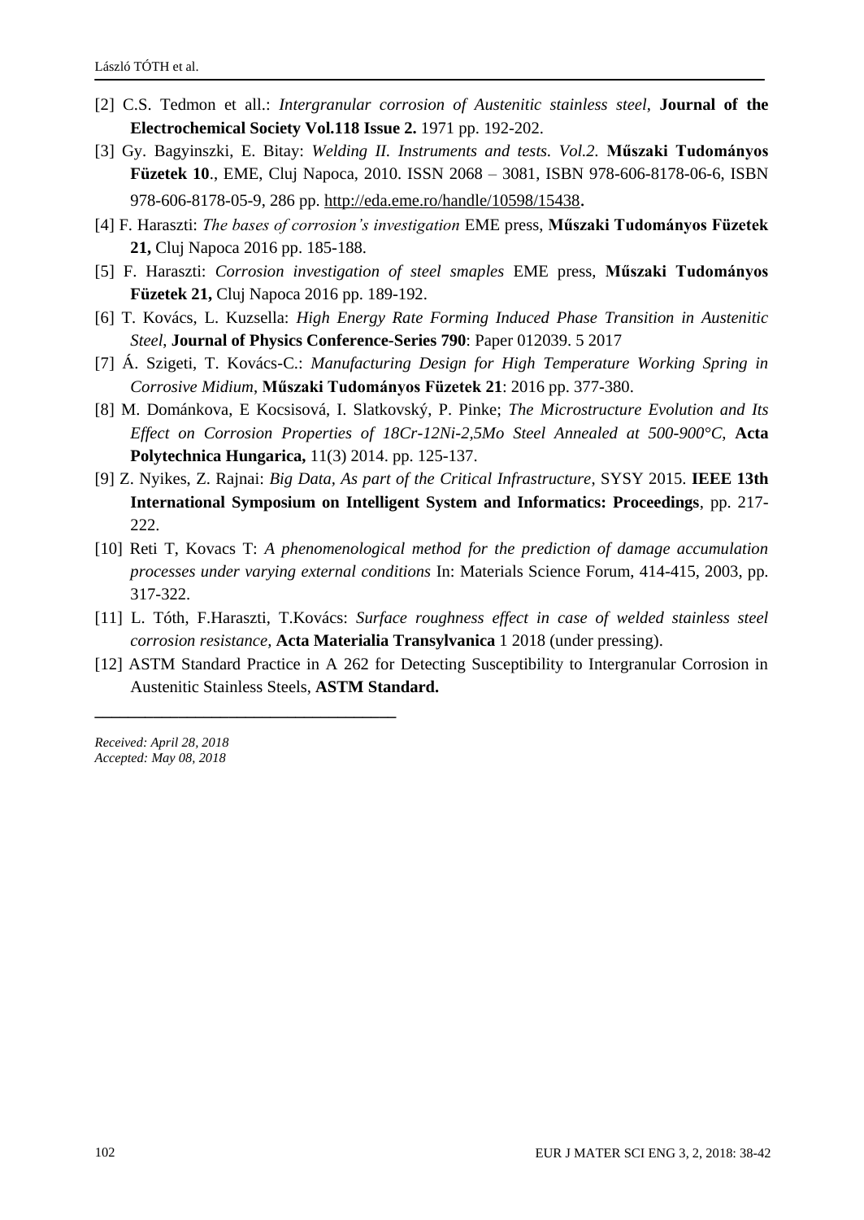[2] C.S. Tedmon et all.: *Intergranular corrosion of Austenitic stainless steel*, **Journal of the Electrochemical Society Vol.118 Issue 2.** 1971 pp. 192-202.

[3] Gy. Bagyinszki, E. Bitay: *Welding II. Instruments and tests. Vol.2*. **Műszaki Tudományos Füzetek 10**., EME, Cluj Napoca, 2010. ISSN 2068 – 3081, ISBN 978-606-8178-06-6, ISBN 978-606-8178-05-9, 286 pp. http://eda.eme.ro/handle/10598/15438.

[4] F. Haraszti: *The bases of corrosion's investigation* EME press, **Műszaki Tudományos Füzetek 21,** Cluj Napoca 2016 pp. 185-188.

[5] F. Haraszti: *Corrosion investigation of steel smaples* EME press, **Műszaki Tudományos Füzetek 21,** Cluj Napoca 2016 pp. 189-192.

[6] T. Kovács, L. Kuzsella: *High Energy Rate Forming Induced Phase Transition in Austenitic Steel*, **Journal of Physics Conference-Series 790**: Paper 012039. 5 2017

[7] Á. Szigeti, T. Kovács-C.: *Manufacturing Design for High Temperature Working Spring in Corrosive Midium*, **Műszaki Tudományos Füzetek 21**: 2016 pp. 377-380.

[8] M. Dománkova, E Kocsisová, I. Slatkovský, P. Pinke; *The Microstructure Evolution and Its Effect on Corrosion Properties of 18Cr-12Ni-2,5Mo Steel Annealed at 500-900°C,* **Acta Polytechnica Hungarica,** 11(3) 2014. pp. 125-137.

[9] Z. Nyikes, Z. Rajnai: *Big Data, As part of the Critical Infrastructure*, SYSY 2015. **IEEE 13th International Symposium on Intelligent System and Informatics: Proceedings**, pp. 217-222.

[10] Reti T, Kovacs T: *A phenomenological method for the prediction of damage accumulation processes under varying external conditions* In: Materials Science Forum, 414-415, 2003, pp. 317-322.

[11] L. Tóth, F.Haraszti, T.Kovács: *Surface roughness effect in case of welded stainless steel corrosion resistance,* **Acta Materialia Transylvanica** 1 2018 (under pressing).

[12] ASTM Standard Practice in A 262 for Detecting Susceptibility to Intergranular Corrosion in Austenitic Stainless Steels, **ASTM Standard.**

---

*Received: April 28, 2018*
*Accepted: May 08, 2018*